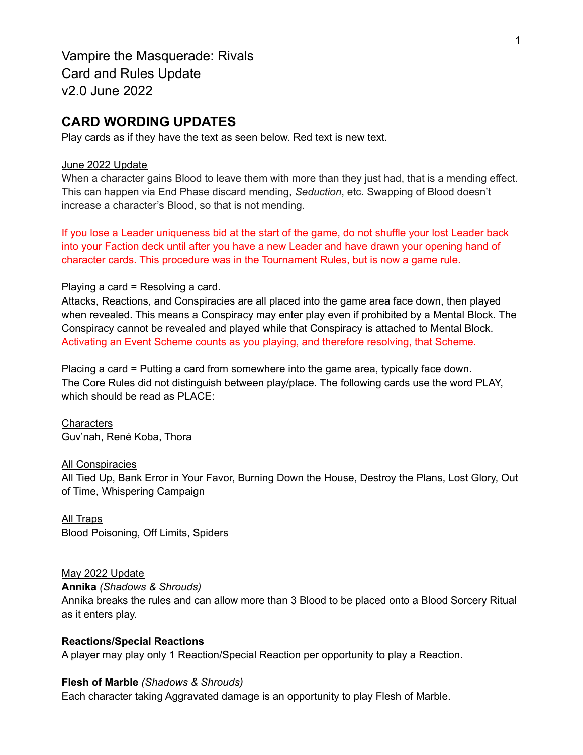# Vampire the Masquerade: Rivals
# Card and Rules Update
# v2.0 June 2022

## CARD WORDING UPDATES

Play cards as if they have the text as seen below. Red text is new text.

<u>June 2022 Update</u>

When a character gains Blood to leave them with more than they just had, that is a mending effect. This can happen via End Phase discard mending, *Seduction*, etc. Swapping of Blood doesn't increase a character's Blood, so that is not mending.

If you lose a Leader uniqueness bid at the start of the game, do not shuffle your lost Leader back into your Faction deck until after you have a new Leader and have drawn your opening hand of character cards. This procedure was in the Tournament Rules, but is now a game rule.

Playing a card = Resolving a card.
Attacks, Reactions, and Conspiracies are all placed into the game area face down, then played when revealed. This means a Conspiracy may enter play even if prohibited by a Mental Block. The Conspiracy cannot be revealed and played while that Conspiracy is attached to Mental Block. Activating an Event Scheme counts as you playing, and therefore resolving, that Scheme.

Placing a card = Putting a card from somewhere into the game area, typically face down.
The Core Rules did not distinguish between play/place. The following cards use the word PLAY, which should be read as PLACE:

<u>Characters</u>
Guv'nah, René Koba, Thora

<u>All Conspiracies</u>
All Tied Up, Bank Error in Your Favor, Burning Down the House, Destroy the Plans, Lost Glory, Out of Time, Whispering Campaign

<u>All Traps</u>
Blood Poisoning, Off Limits, Spiders

<u>May 2022 Update</u>

**Annika** *(Shadows & Shrouds)*
Annika breaks the rules and can allow more than 3 Blood to be placed onto a Blood Sorcery Ritual as it enters play.

**Reactions/Special Reactions**
A player may play only 1 Reaction/Special Reaction per opportunity to play a Reaction.

**Flesh of Marble** *(Shadows & Shrouds)*
Each character taking Aggravated damage is an opportunity to play Flesh of Marble.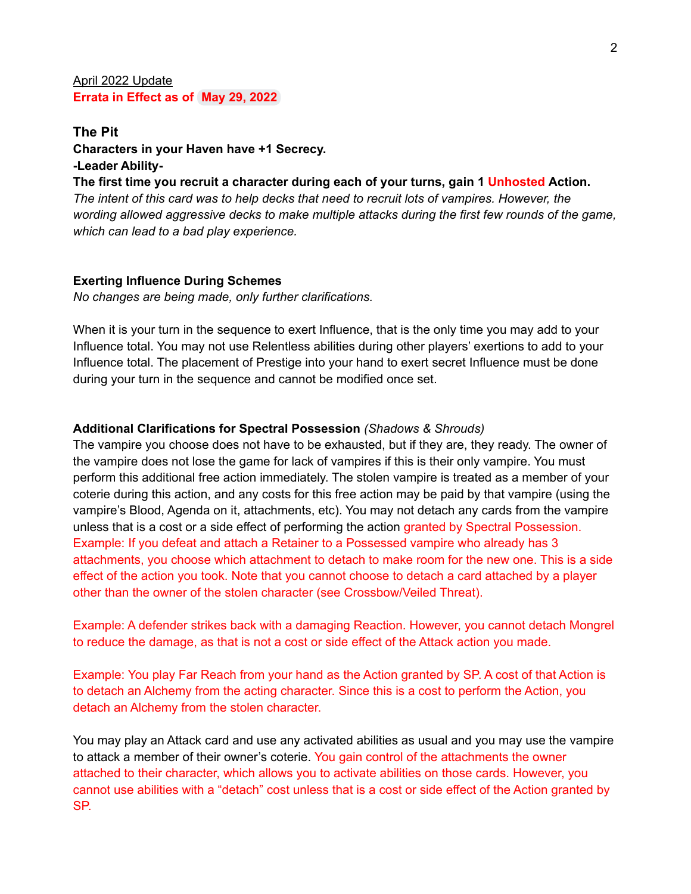April 2022 Update

**Errata in Effect as of May 29, 2022**

**The Pit**

**Characters in your Haven have +1 Secrecy.**

**-Leader Ability-**

**The first time you recruit a character during each of your turns, gain 1 Unhosted Action.**

*The intent of this card was to help decks that need to recruit lots of vampires. However, the wording allowed aggressive decks to make multiple attacks during the first few rounds of the game, which can lead to a bad play experience.*

**Exerting Influence During Schemes**

*No changes are being made, only further clarifications.*

When it is your turn in the sequence to exert Influence, that is the only time you may add to your Influence total. You may not use Relentless abilities during other players' exertions to add to your Influence total. The placement of Prestige into your hand to exert secret Influence must be done during your turn in the sequence and cannot be modified once set.

**Additional Clarifications for Spectral Possession** *(Shadows & Shrouds)*

The vampire you choose does not have to be exhausted, but if they are, they ready. The owner of the vampire does not lose the game for lack of vampires if this is their only vampire. You must perform this additional free action immediately. The stolen vampire is treated as a member of your coterie during this action, and any costs for this free action may be paid by that vampire (using the vampire's Blood, Agenda on it, attachments, etc). You may not detach any cards from the vampire unless that is a cost or a side effect of performing the action granted by Spectral Possession. Example: If you defeat and attach a Retainer to a Possessed vampire who already has 3 attachments, you choose which attachment to detach to make room for the new one. This is a side effect of the action you took. Note that you cannot choose to detach a card attached by a player other than the owner of the stolen character (see Crossbow/Veiled Threat).

Example: A defender strikes back with a damaging Reaction. However, you cannot detach Mongrel to reduce the damage, as that is not a cost or side effect of the Attack action you made.

Example: You play Far Reach from your hand as the Action granted by SP. A cost of that Action is to detach an Alchemy from the acting character. Since this is a cost to perform the Action, you detach an Alchemy from the stolen character.

You may play an Attack card and use any activated abilities as usual and you may use the vampire to attack a member of their owner's coterie. You gain control of the attachments the owner attached to their character, which allows you to activate abilities on those cards. However, you cannot use abilities with a "detach" cost unless that is a cost or side effect of the Action granted by SP.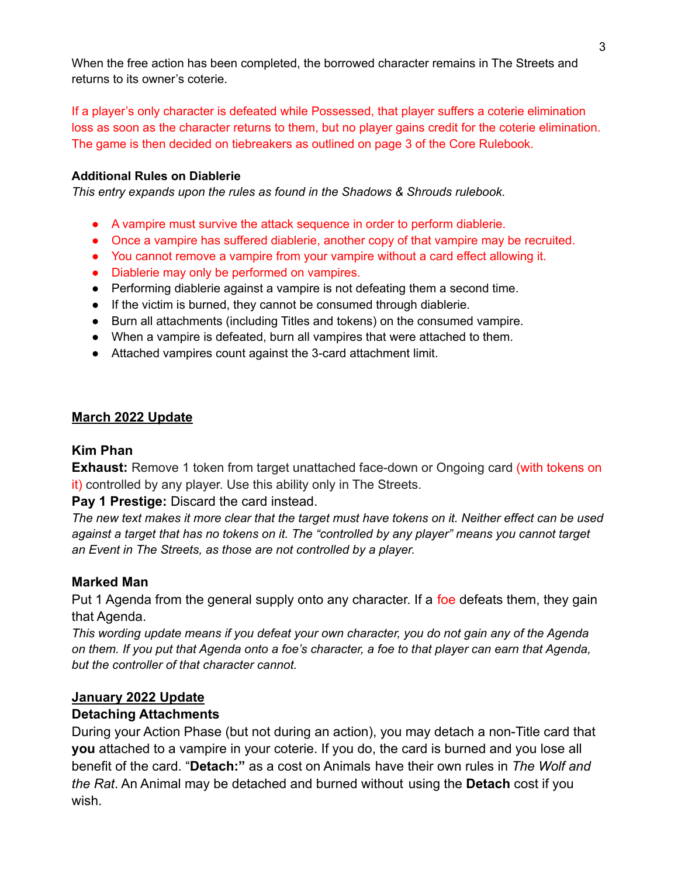When the free action has been completed, the borrowed character remains in The Streets and returns to its owner's coterie.

If a player's only character is defeated while Possessed, that player suffers a coterie elimination loss as soon as the character returns to them, but no player gains credit for the coterie elimination. The game is then decided on tiebreakers as outlined on page 3 of the Core Rulebook.

**Additional Rules on Diablerie**

*This entry expands upon the rules as found in the Shadows & Shrouds rulebook.*

- A vampire must survive the attack sequence in order to perform diablerie.
- Once a vampire has suffered diablerie, another copy of that vampire may be recruited.
- You cannot remove a vampire from your vampire without a card effect allowing it.
- Diablerie may only be performed on vampires.
- Performing diablerie against a vampire is not defeating them a second time.
- If the victim is burned, they cannot be consumed through diablerie.
- Burn all attachments (including Titles and tokens) on the consumed vampire.
- When a vampire is defeated, burn all vampires that were attached to them.
- Attached vampires count against the 3-card attachment limit.

## March 2022 Update

### Kim Phan

**Exhaust:** Remove 1 token from target unattached face-down or Ongoing card (with tokens on it) controlled by any player. Use this ability only in The Streets.

**Pay 1 Prestige:** Discard the card instead.

*The new text makes it more clear that the target must have tokens on it. Neither effect can be used against a target that has no tokens on it. The "controlled by any player" means you cannot target an Event in The Streets, as those are not controlled by a player.*

### Marked Man

Put 1 Agenda from the general supply onto any character. If a foe defeats them, they gain that Agenda.

*This wording update means if you defeat your own character, you do not gain any of the Agenda on them. If you put that Agenda onto a foe's character, a foe to that player can earn that Agenda, but the controller of that character cannot.*

## January 2022 Update

### Detaching Attachments

During your Action Phase (but not during an action), you may detach a non-Title card that **you** attached to a vampire in your coterie. If you do, the card is burned and you lose all benefit of the card. "**Detach:**" as a cost on Animals have their own rules in *The Wolf and the Rat*. An Animal may be detached and burned without using the **Detach** cost if you wish.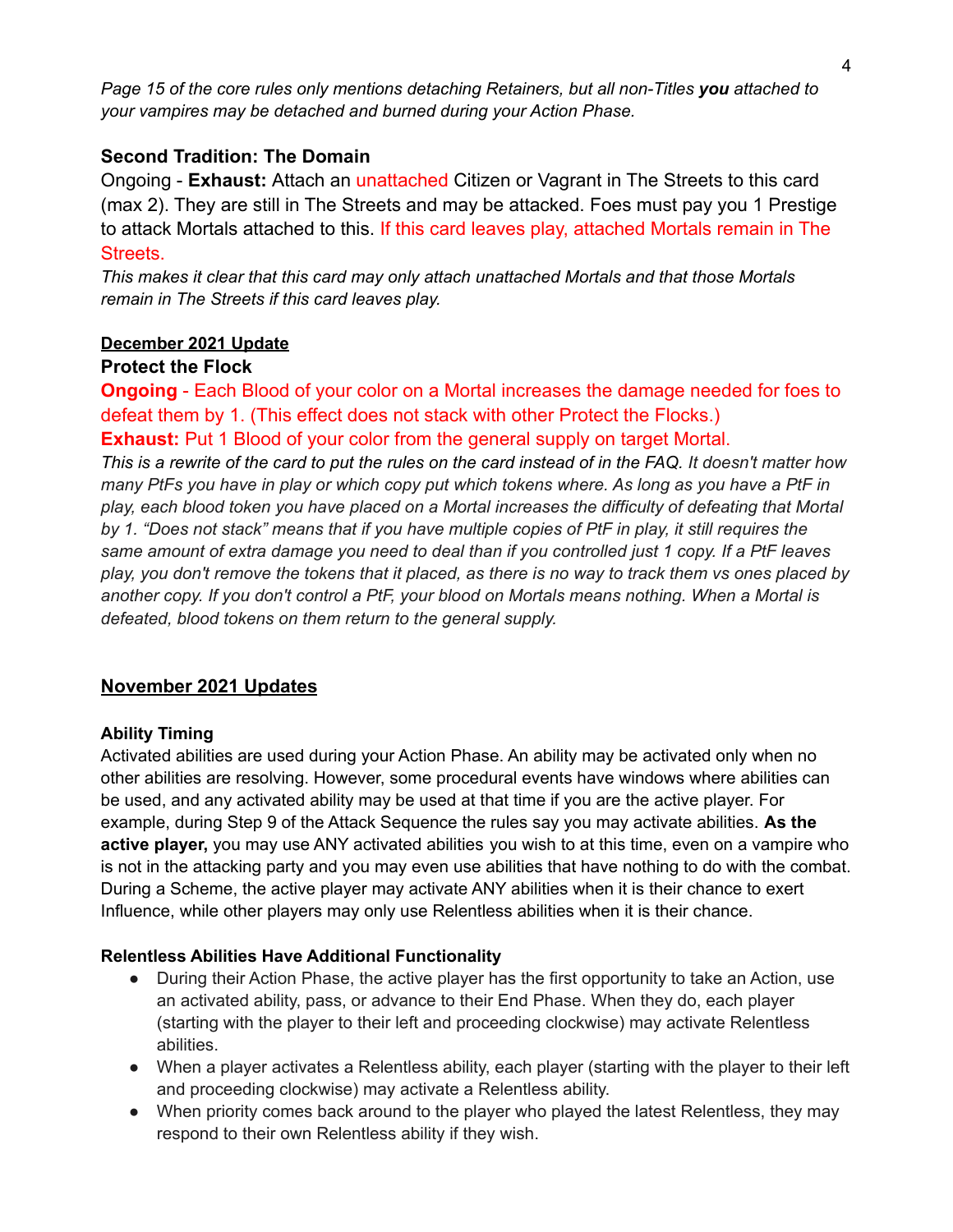*Page 15 of the core rules only mentions detaching Retainers, but all non-Titles **you** attached to your vampires may be detached and burned during your Action Phase.*

**Second Tradition: The Domain**

Ongoing - **Exhaust:** Attach an unattached Citizen or Vagrant in The Streets to this card (max 2). They are still in The Streets and may be attacked. Foes must pay you 1 Prestige to attack Mortals attached to this. If this card leaves play, attached Mortals remain in The Streets.

*This makes it clear that this card may only attach unattached Mortals and that those Mortals remain in The Streets if this card leaves play.*

**December 2021 Update**

**Protect the Flock**

**Ongoing** - Each Blood of your color on a Mortal increases the damage needed for foes to defeat them by 1. (This effect does not stack with other Protect the Flocks.)

**Exhaust:** Put 1 Blood of your color from the general supply on target Mortal.

*This is a rewrite of the card to put the rules on the card instead of in the FAQ. It doesn't matter how many PtFs you have in play or which copy put which tokens where. As long as you have a PtF in play, each blood token you have placed on a Mortal increases the difficulty of defeating that Mortal by 1. "Does not stack" means that if you have multiple copies of PtF in play, it still requires the same amount of extra damage you need to deal than if you controlled just 1 copy. If a PtF leaves play, you don't remove the tokens that it placed, as there is no way to track them vs ones placed by another copy. If you don't control a PtF, your blood on Mortals means nothing. When a Mortal is defeated, blood tokens on them return to the general supply.*

## November 2021 Updates

**Ability Timing**

Activated abilities are used during your Action Phase. An ability may be activated only when no other abilities are resolving. However, some procedural events have windows where abilities can be used, and any activated ability may be used at that time if you are the active player. For example, during Step 9 of the Attack Sequence the rules say you may activate abilities. **As the active player,** you may use ANY activated abilities you wish to at this time, even on a vampire who is not in the attacking party and you may even use abilities that have nothing to do with the combat. During a Scheme, the active player may activate ANY abilities when it is their chance to exert Influence, while other players may only use Relentless abilities when it is their chance.

**Relentless Abilities Have Additional Functionality**

- During their Action Phase, the active player has the first opportunity to take an Action, use an activated ability, pass, or advance to their End Phase. When they do, each player (starting with the player to their left and proceeding clockwise) may activate Relentless abilities.
- When a player activates a Relentless ability, each player (starting with the player to their left and proceeding clockwise) may activate a Relentless ability.
- When priority comes back around to the player who played the latest Relentless, they may respond to their own Relentless ability if they wish.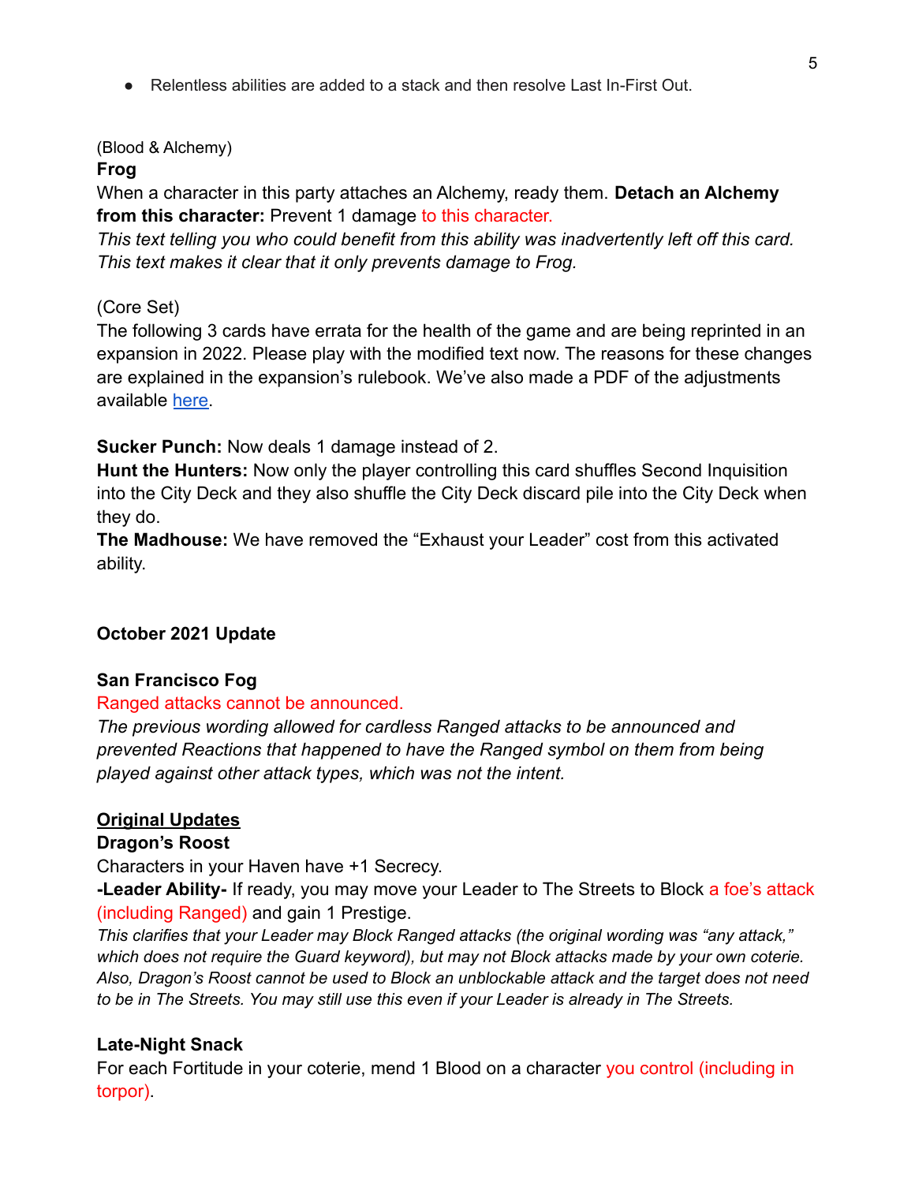- Relentless abilities are added to a stack and then resolve Last In-First Out.

(Blood & Alchemy)

**Frog**

When a character in this party attaches an Alchemy, ready them. **Detach an Alchemy from this character:** Prevent 1 damage to this character.

*This text telling you who could benefit from this ability was inadvertently left off this card. This text makes it clear that it only prevents damage to Frog.*

(Core Set)

The following 3 cards have errata for the health of the game and are being reprinted in an expansion in 2022. Please play with the modified text now. The reasons for these changes are explained in the expansion's rulebook. We've also made a PDF of the adjustments available here.

**Sucker Punch:** Now deals 1 damage instead of 2.

**Hunt the Hunters:** Now only the player controlling this card shuffles Second Inquisition into the City Deck and they also shuffle the City Deck discard pile into the City Deck when they do.

**The Madhouse:** We have removed the "Exhaust your Leader" cost from this activated ability.

**October 2021 Update**

**San Francisco Fog**

Ranged attacks cannot be announced.

*The previous wording allowed for cardless Ranged attacks to be announced and prevented Reactions that happened to have the Ranged symbol on them from being played against other attack types, which was not the intent.*

**Original Updates**

**Dragon's Roost**

Characters in your Haven have +1 Secrecy.

**-Leader Ability-** If ready, you may move your Leader to The Streets to Block a foe's attack (including Ranged) and gain 1 Prestige.

*This clarifies that your Leader may Block Ranged attacks (the original wording was "any attack," which does not require the Guard keyword), but may not Block attacks made by your own coterie. Also, Dragon's Roost cannot be used to Block an unblockable attack and the target does not need to be in The Streets. You may still use this even if your Leader is already in The Streets.*

**Late-Night Snack**

For each Fortitude in your coterie, mend 1 Blood on a character you control (including in torpor).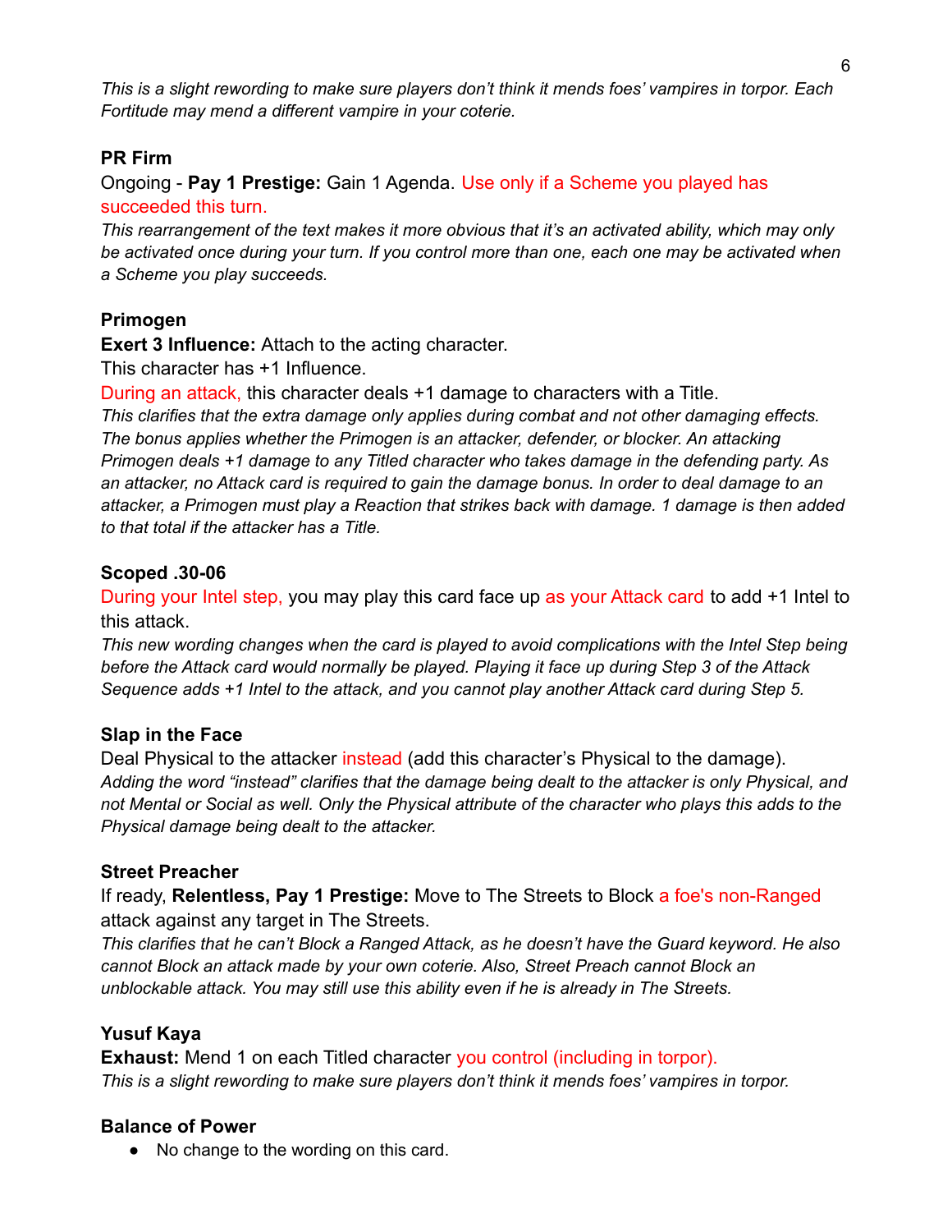*This is a slight rewording to make sure players don't think it mends foes' vampires in torpor. Each Fortitude may mend a different vampire in your coterie.*

**PR Firm**

Ongoing - **Pay 1 Prestige:** Gain 1 Agenda. Use only if a Scheme you played has succeeded this turn.

*This rearrangement of the text makes it more obvious that it's an activated ability, which may only be activated once during your turn. If you control more than one, each one may be activated when a Scheme you play succeeds.*

**Primogen**

**Exert 3 Influence:** Attach to the acting character.

This character has +1 Influence.

During an attack, this character deals +1 damage to characters with a Title.

*This clarifies that the extra damage only applies during combat and not other damaging effects. The bonus applies whether the Primogen is an attacker, defender, or blocker. An attacking Primogen deals +1 damage to any Titled character who takes damage in the defending party. As an attacker, no Attack card is required to gain the damage bonus. In order to deal damage to an attacker, a Primogen must play a Reaction that strikes back with damage. 1 damage is then added to that total if the attacker has a Title.*

**Scoped .30-06**

During your Intel step, you may play this card face up as your Attack card to add +1 Intel to this attack.

*This new wording changes when the card is played to avoid complications with the Intel Step being before the Attack card would normally be played. Playing it face up during Step 3 of the Attack Sequence adds +1 Intel to the attack, and you cannot play another Attack card during Step 5.*

**Slap in the Face**

Deal Physical to the attacker instead (add this character's Physical to the damage).

*Adding the word "instead" clarifies that the damage being dealt to the attacker is only Physical, and not Mental or Social as well. Only the Physical attribute of the character who plays this adds to the Physical damage being dealt to the attacker.*

**Street Preacher**

If ready, **Relentless, Pay 1 Prestige:** Move to The Streets to Block a foe's non-Ranged attack against any target in The Streets.

*This clarifies that he can't Block a Ranged Attack, as he doesn't have the Guard keyword. He also cannot Block an attack made by your own coterie. Also, Street Preach cannot Block an unblockable attack. You may still use this ability even if he is already in The Streets.*

**Yusuf Kaya**

**Exhaust:** Mend 1 on each Titled character you control (including in torpor).

*This is a slight rewording to make sure players don't think it mends foes' vampires in torpor.*

**Balance of Power**

- No change to the wording on this card.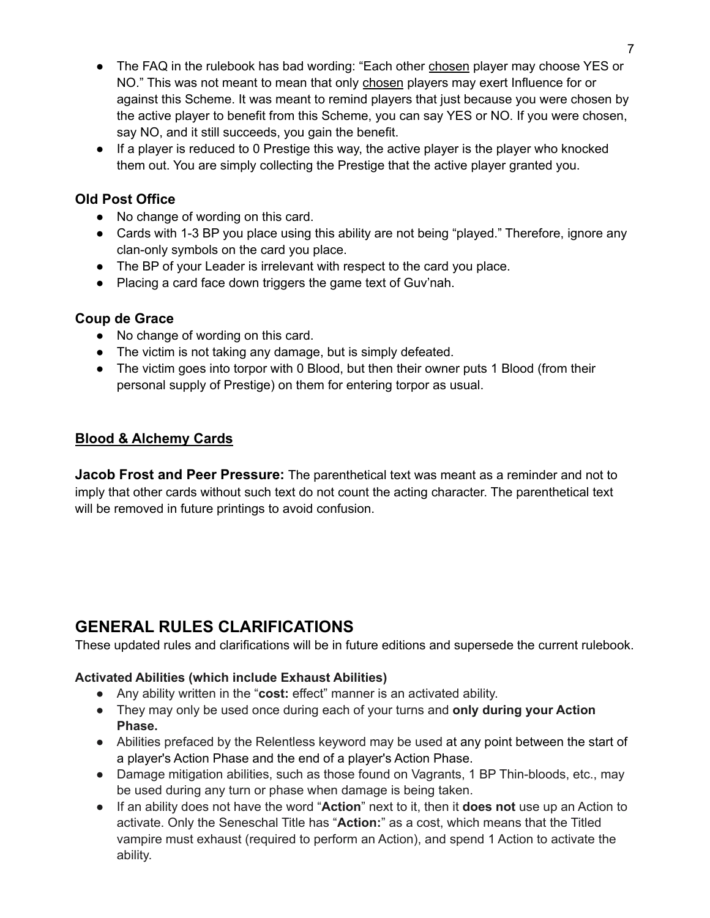- The FAQ in the rulebook has bad wording: "Each other <u>chosen</u> player may choose YES or NO." This was not meant to mean that only <u>chosen</u> players may exert Influence for or against this Scheme. It was meant to remind players that just because you were chosen by the active player to benefit from this Scheme, you can say YES or NO. If you were chosen, say NO, and it still succeeds, you gain the benefit.
- If a player is reduced to 0 Prestige this way, the active player is the player who knocked them out. You are simply collecting the Prestige that the active player granted you.

### Old Post Office

- No change of wording on this card.
- Cards with 1-3 BP you place using this ability are not being "played." Therefore, ignore any clan-only symbols on the card you place.
- The BP of your Leader is irrelevant with respect to the card you place.
- Placing a card face down triggers the game text of Guv'nah.

### Coup de Grace

- No change of wording on this card.
- The victim is not taking any damage, but is simply defeated.
- The victim goes into torpor with 0 Blood, but then their owner puts 1 Blood (from their personal supply of Prestige) on them for entering torpor as usual.

## <u>Blood & Alchemy Cards</u>

**Jacob Frost and Peer Pressure:** The parenthetical text was meant as a reminder and not to imply that other cards without such text do not count the acting character. The parenthetical text will be removed in future printings to avoid confusion.

# GENERAL RULES CLARIFICATIONS

These updated rules and clarifications will be in future editions and supersede the current rulebook.

#### Activated Abilities (which include Exhaust Abilities)

- Any ability written in the "**cost:** effect" manner is an activated ability.
- They may only be used once during each of your turns and **only during your Action Phase.**
- Abilities prefaced by the Relentless keyword may be used at any point between the start of a player's Action Phase and the end of a player's Action Phase.
- Damage mitigation abilities, such as those found on Vagrants, 1 BP Thin-bloods, etc., may be used during any turn or phase when damage is being taken.
- If an ability does not have the word "**Action**" next to it, then it **does not** use up an Action to activate. Only the Seneschal Title has "**Action:**" as a cost, which means that the Titled vampire must exhaust (required to perform an Action), and spend 1 Action to activate the ability.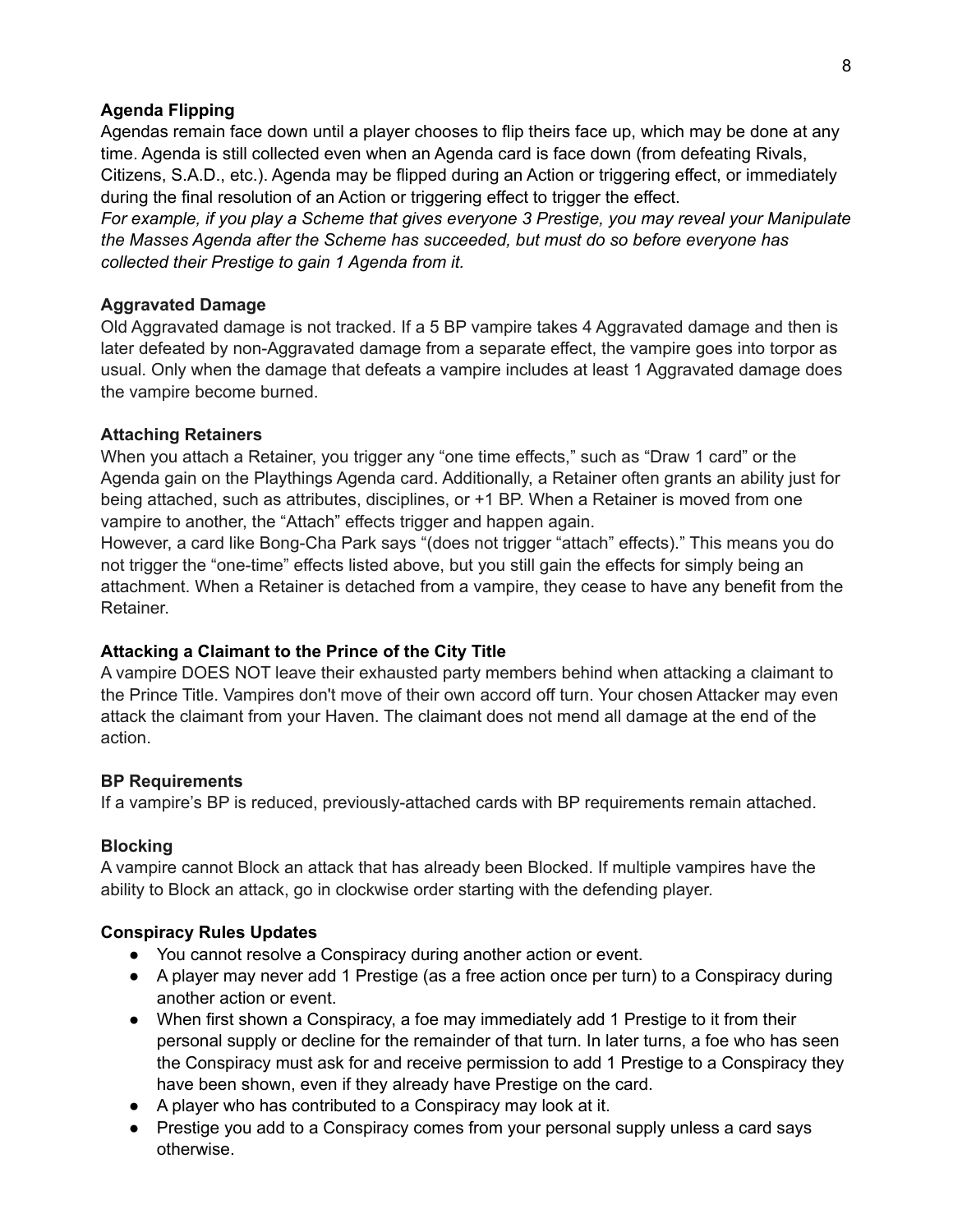### Agenda Flipping

Agendas remain face down until a player chooses to flip theirs face up, which may be done at any time. Agenda is still collected even when an Agenda card is face down (from defeating Rivals, Citizens, S.A.D., etc.). Agenda may be flipped during an Action or triggering effect, or immediately during the final resolution of an Action or triggering effect to trigger the effect.

*For example, if you play a Scheme that gives everyone 3 Prestige, you may reveal your Manipulate the Masses Agenda after the Scheme has succeeded, but must do so before everyone has collected their Prestige to gain 1 Agenda from it.*

### Aggravated Damage

Old Aggravated damage is not tracked. If a 5 BP vampire takes 4 Aggravated damage and then is later defeated by non-Aggravated damage from a separate effect, the vampire goes into torpor as usual. Only when the damage that defeats a vampire includes at least 1 Aggravated damage does the vampire become burned.

### Attaching Retainers

When you attach a Retainer, you trigger any "one time effects," such as "Draw 1 card" or the Agenda gain on the Playthings Agenda card. Additionally, a Retainer often grants an ability just for being attached, such as attributes, disciplines, or +1 BP. When a Retainer is moved from one vampire to another, the "Attach" effects trigger and happen again.

However, a card like Bong-Cha Park says "(does not trigger "attach" effects)." This means you do not trigger the "one-time" effects listed above, but you still gain the effects for simply being an attachment. When a Retainer is detached from a vampire, they cease to have any benefit from the Retainer.

### Attacking a Claimant to the Prince of the City Title

A vampire DOES NOT leave their exhausted party members behind when attacking a claimant to the Prince Title. Vampires don't move of their own accord off turn. Your chosen Attacker may even attack the claimant from your Haven. The claimant does not mend all damage at the end of the action.

### BP Requirements

If a vampire's BP is reduced, previously-attached cards with BP requirements remain attached.

### Blocking

A vampire cannot Block an attack that has already been Blocked. If multiple vampires have the ability to Block an attack, go in clockwise order starting with the defending player.

### Conspiracy Rules Updates

- You cannot resolve a Conspiracy during another action or event.
- A player may never add 1 Prestige (as a free action once per turn) to a Conspiracy during another action or event.
- When first shown a Conspiracy, a foe may immediately add 1 Prestige to it from their personal supply or decline for the remainder of that turn. In later turns, a foe who has seen the Conspiracy must ask for and receive permission to add 1 Prestige to a Conspiracy they have been shown, even if they already have Prestige on the card.
- A player who has contributed to a Conspiracy may look at it.
- Prestige you add to a Conspiracy comes from your personal supply unless a card says otherwise.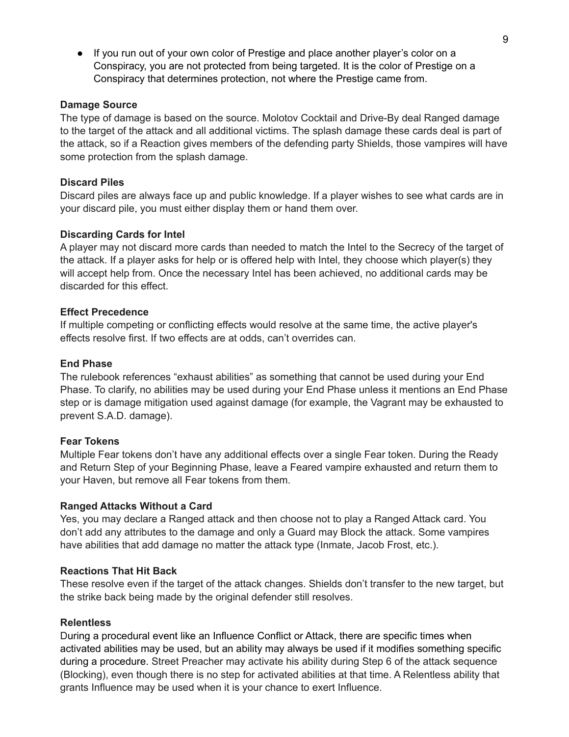- If you run out of your own color of Prestige and place another player's color on a Conspiracy, you are not protected from being targeted. It is the color of Prestige on a Conspiracy that determines protection, not where the Prestige came from.

**Damage Source**

The type of damage is based on the source. Molotov Cocktail and Drive-By deal Ranged damage to the target of the attack and all additional victims. The splash damage these cards deal is part of the attack, so if a Reaction gives members of the defending party Shields, those vampires will have some protection from the splash damage.

**Discard Piles**

Discard piles are always face up and public knowledge. If a player wishes to see what cards are in your discard pile, you must either display them or hand them over.

**Discarding Cards for Intel**

A player may not discard more cards than needed to match the Intel to the Secrecy of the target of the attack. If a player asks for help or is offered help with Intel, they choose which player(s) they will accept help from. Once the necessary Intel has been achieved, no additional cards may be discarded for this effect.

**Effect Precedence**

If multiple competing or conflicting effects would resolve at the same time, the active player's effects resolve first. If two effects are at odds, can't overrides can.

**End Phase**

The rulebook references "exhaust abilities" as something that cannot be used during your End Phase. To clarify, no abilities may be used during your End Phase unless it mentions an End Phase step or is damage mitigation used against damage (for example, the Vagrant may be exhausted to prevent S.A.D. damage).

**Fear Tokens**

Multiple Fear tokens don't have any additional effects over a single Fear token. During the Ready and Return Step of your Beginning Phase, leave a Feared vampire exhausted and return them to your Haven, but remove all Fear tokens from them.

**Ranged Attacks Without a Card**

Yes, you may declare a Ranged attack and then choose not to play a Ranged Attack card. You don't add any attributes to the damage and only a Guard may Block the attack. Some vampires have abilities that add damage no matter the attack type (Inmate, Jacob Frost, etc.).

**Reactions That Hit Back**

These resolve even if the target of the attack changes. Shields don't transfer to the new target, but the strike back being made by the original defender still resolves.

**Relentless**

During a procedural event like an Influence Conflict or Attack, there are specific times when activated abilities may be used, but an ability may always be used if it modifies something specific during a procedure. Street Preacher may activate his ability during Step 6 of the attack sequence (Blocking), even though there is no step for activated abilities at that time. A Relentless ability that grants Influence may be used when it is your chance to exert Influence.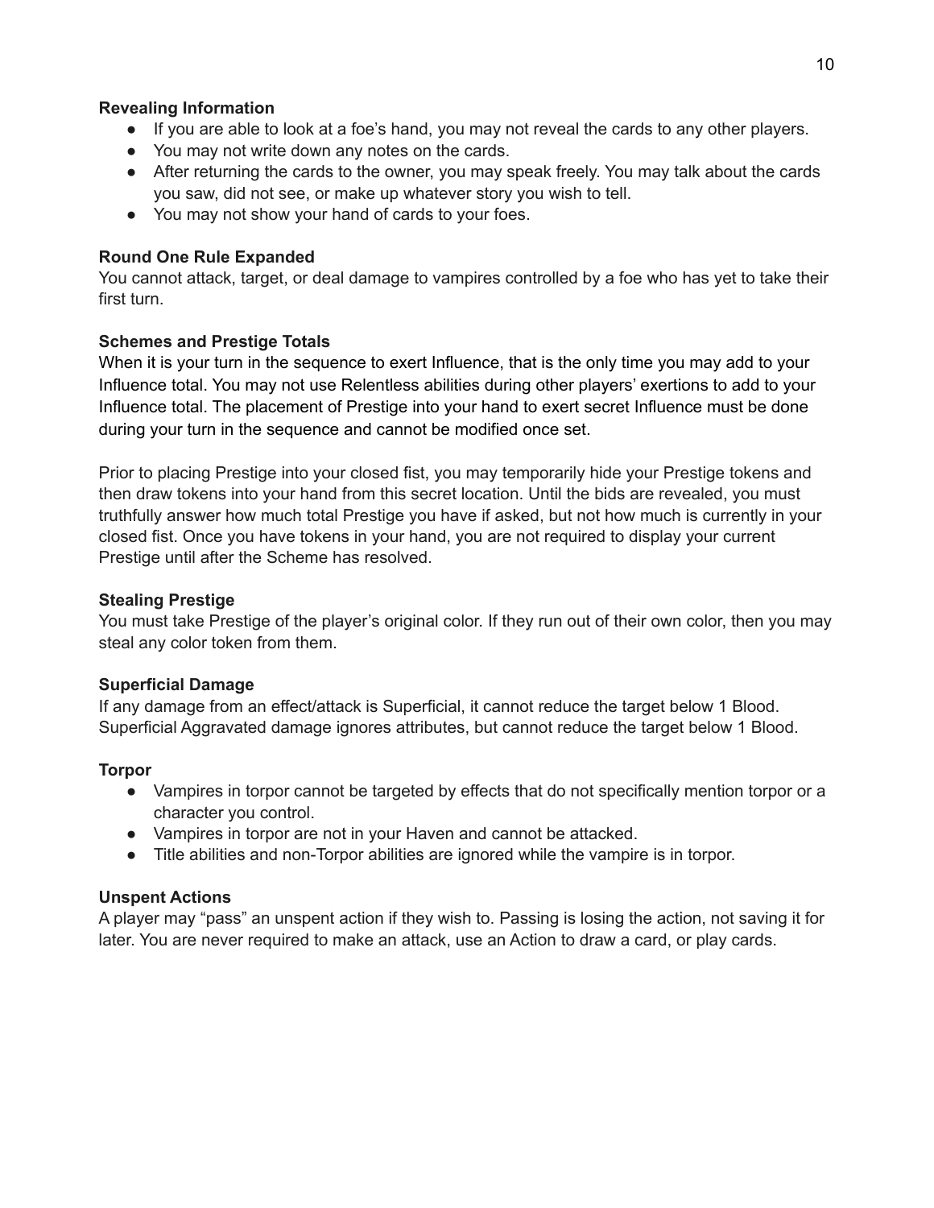**Revealing Information**

- If you are able to look at a foe's hand, you may not reveal the cards to any other players.
- You may not write down any notes on the cards.
- After returning the cards to the owner, you may speak freely. You may talk about the cards you saw, did not see, or make up whatever story you wish to tell.
- You may not show your hand of cards to your foes.

**Round One Rule Expanded**

You cannot attack, target, or deal damage to vampires controlled by a foe who has yet to take their first turn.

**Schemes and Prestige Totals**

When it is your turn in the sequence to exert Influence, that is the only time you may add to your Influence total. You may not use Relentless abilities during other players' exertions to add to your Influence total. The placement of Prestige into your hand to exert secret Influence must be done during your turn in the sequence and cannot be modified once set.

Prior to placing Prestige into your closed fist, you may temporarily hide your Prestige tokens and then draw tokens into your hand from this secret location. Until the bids are revealed, you must truthfully answer how much total Prestige you have if asked, but not how much is currently in your closed fist. Once you have tokens in your hand, you are not required to display your current Prestige until after the Scheme has resolved.

**Stealing Prestige**

You must take Prestige of the player's original color. If they run out of their own color, then you may steal any color token from them.

**Superficial Damage**

If any damage from an effect/attack is Superficial, it cannot reduce the target below 1 Blood. Superficial Aggravated damage ignores attributes, but cannot reduce the target below 1 Blood.

**Torpor**

- Vampires in torpor cannot be targeted by effects that do not specifically mention torpor or a character you control.
- Vampires in torpor are not in your Haven and cannot be attacked.
- Title abilities and non-Torpor abilities are ignored while the vampire is in torpor.

**Unspent Actions**

A player may "pass" an unspent action if they wish to. Passing is losing the action, not saving it for later. You are never required to make an attack, use an Action to draw a card, or play cards.